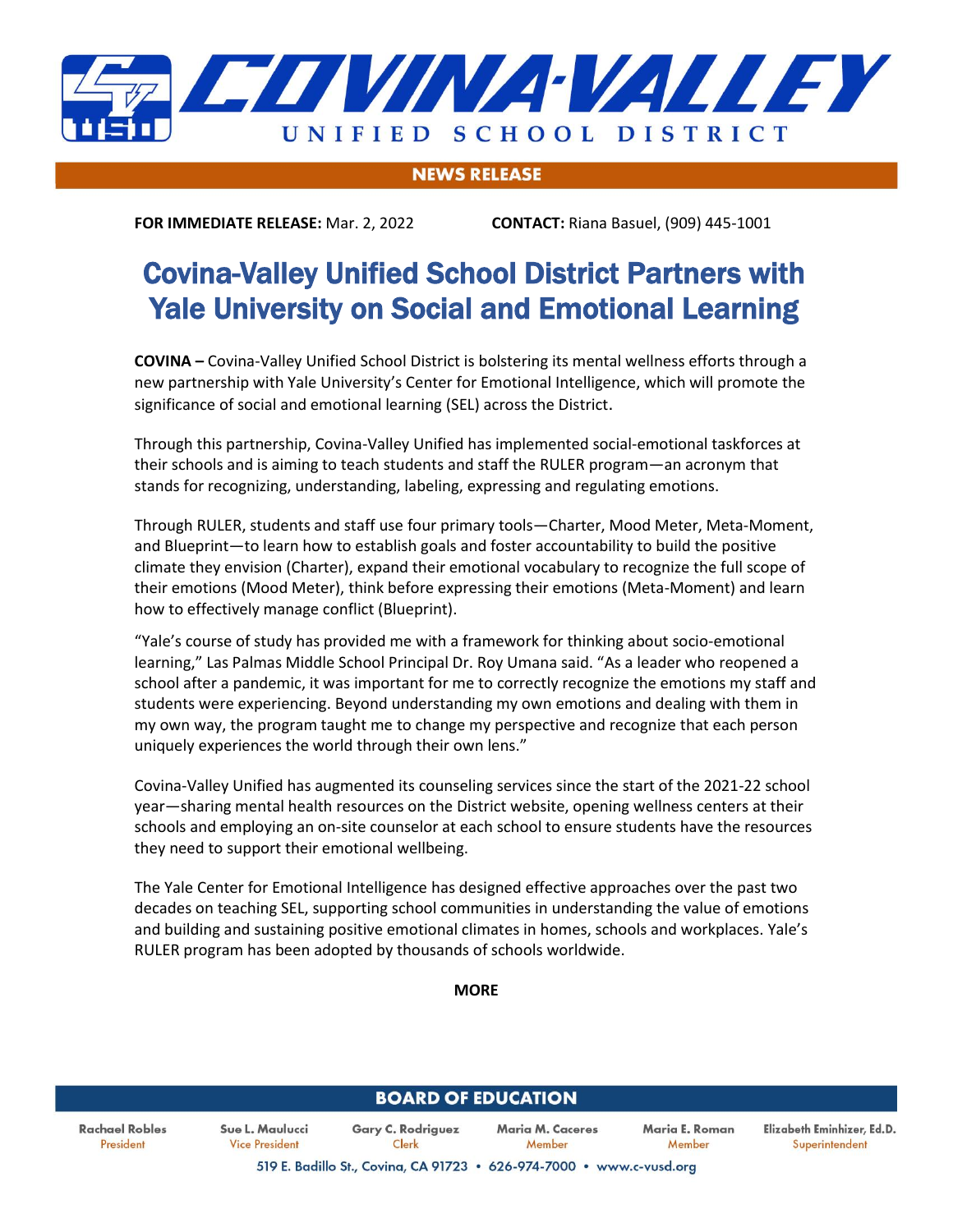# COVINA-VALLEY UNIFIED SCHOOL DISTRICT

**NEWS RELEASE**

**FOR IMMEDIATE RELEASE:** Mar. 2, 2022 **CONTACT:** Riana Basuel, (909) 445-1001

## Covina-Valley Unified School District Partners with Yale University on Social and Emotional Learning

**COVINA –** Covina-Valley Unified School District is bolstering its mental wellness efforts through a new partnership with Yale University's Center for Emotional Intelligence, which will promote the significance of social and emotional learning (SEL) across the District.

Through this partnership, Covina-Valley Unified has implemented social-emotional taskforces at their schools and is aiming to teach students and staff the RULER program—an acronym that stands for recognizing, understanding, labeling, expressing and regulating emotions.

Through RULER, students and staff use four primary tools—Charter, Mood Meter, Meta-Moment, and Blueprint—to learn how to establish goals and foster accountability to build the positive climate they envision (Charter), expand their emotional vocabulary to recognize the full scope of their emotions (Mood Meter), think before expressing their emotions (Meta-Moment) and learn how to effectively manage conflict (Blueprint).

"Yale's course of study has provided me with a framework for thinking about socio-emotional learning," Las Palmas Middle School Principal Dr. Roy Umana said. "As a leader who reopened a school after a pandemic, it was important for me to correctly recognize the emotions my staff and students were experiencing. Beyond understanding my own emotions and dealing with them in my own way, the program taught me to change my perspective and recognize that each person uniquely experiences the world through their own lens."

Covina-Valley Unified has augmented its counseling services since the start of the 2021-22 school year—sharing mental health resources on the District website, opening wellness centers at their schools and employing an on-site counselor at each school to ensure students have the resources they need to support their emotional wellbeing.

The Yale Center for Emotional Intelligence has designed effective approaches over the past two decades on teaching SEL, supporting school communities in understanding the value of emotions and building and sustaining positive emotional climates in homes, schools and workplaces. Yale's RULER program has been adopted by thousands of schools worldwide.

**MORE**

**BOARD OF EDUCATION**

Rachael Robles, President • Sue L. Maulucci, Vice President • Gary C. Rodriguez, Clerk • Maria M. Caceres, Member • Maria E. Roman, Member • Elizabeth Eminhizer, Ed.D., Superintendent

519 E. Badillo St., Covina, CA 91723 • 626-974-7000 • www.c-vusd.org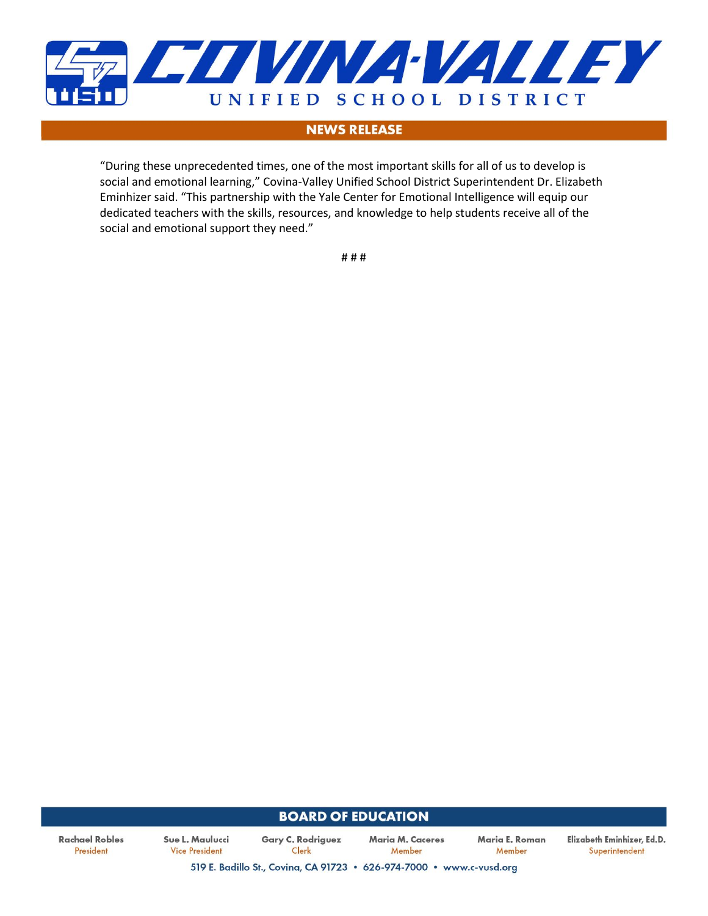“During these unprecedented times, one of the most important skills for all of us to develop is social and emotional learning,” Covina-Valley Unified School District Superintendent Dr. Elizabeth Eminhizer said. “This partnership with the Yale Center for Emotional Intelligence will equip our dedicated teachers with the skills, resources, and knowledge to help students receive all of the social and emotional support they need.”

# # #